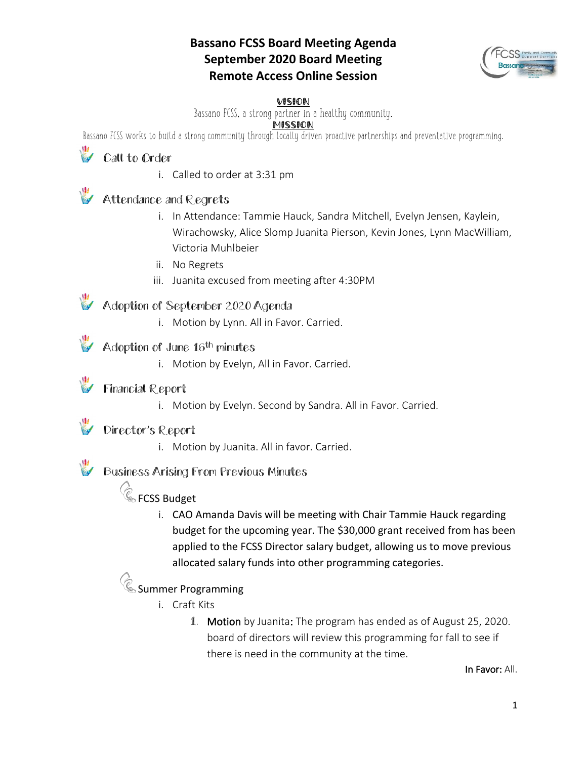# Bassano FCSS Board Meeting Agenda
# September 2020 Board Meeting
# Remote Access Online Session

**VISION**

Bassano FCSS, a strong partner in a healthy community.

**MISSION**

Bassano FCSS works to build a strong community through locally driven proactive partnerships and preventative programming.

## Call to Order

i. Called to order at 3:31 pm

## Attendance and Regrets

i. In Attendance: Tammie Hauck, Sandra Mitchell, Evelyn Jensen, Kaylein, Wirachowsky, Alice Slomp Juanita Pierson, Kevin Jones, Lynn MacWilliam, Victoria Muhlbeier

ii. No Regrets

iii. Juanita excused from meeting after 4:30PM

## Adoption of September 2020 Agenda

i. Motion by Lynn. All in Favor. Carried.

## Adoption of June 16th minutes

i. Motion by Evelyn, All in Favor. Carried.

## Financial Report

i. Motion by Evelyn. Second by Sandra. All in Favor. Carried.

## Director's Report

i. Motion by Juanita. All in favor. Carried.

## Business Arising From Previous Minutes

### FCSS Budget

i. CAO Amanda Davis will be meeting with Chair Tammie Hauck regarding budget for the upcoming year. The $30,000 grant received from has been applied to the FCSS Director salary budget, allowing us to move previous allocated salary funds into other programming categories.

### Summer Programming

i. Craft Kits

1. Motion by Juanita**:** The program has ended as of August 25, 2020. board of directors will review this programming for fall to see if there is need in the community at the time.

In Favor: All.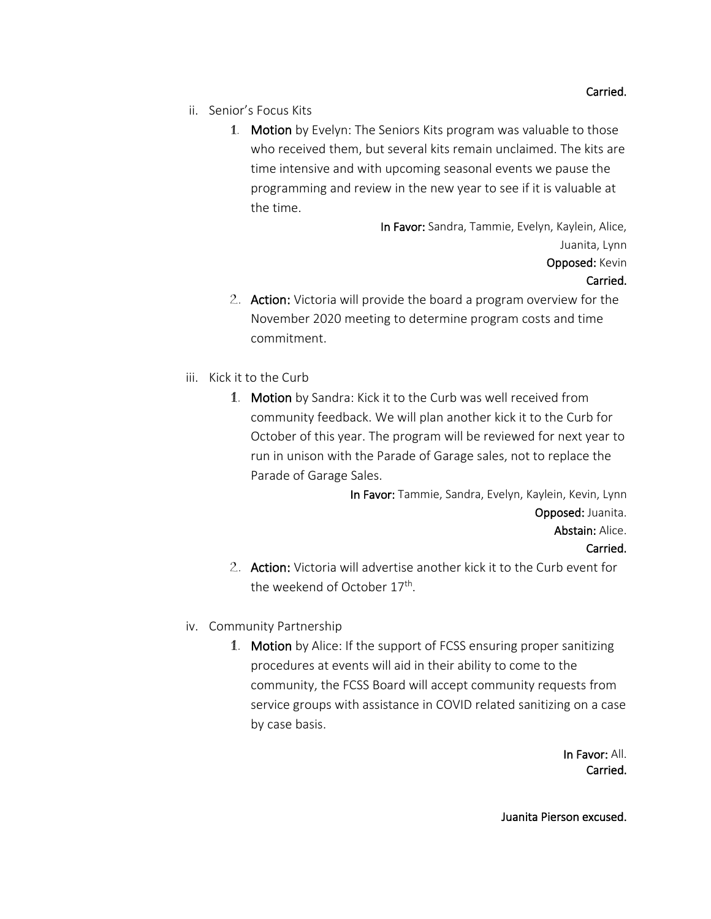**Carried.**

ii. Senior's Focus Kits

1. **Motion** by Evelyn: The Seniors Kits program was valuable to those who received them, but several kits remain unclaimed. The kits are time intensive and with upcoming seasonal events we pause the programming and review in the new year to see if it is valuable at the time.

   **In Favor:** Sandra, Tammie, Evelyn, Kaylein, Alice, Juanita, Lynn
   **Opposed:** Kevin
   **Carried.**

2. **Action:** Victoria will provide the board a program overview for the November 2020 meeting to determine program costs and time commitment.

iii. Kick it to the Curb

1. **Motion** by Sandra: Kick it to the Curb was well received from community feedback. We will plan another kick it to the Curb for October of this year. The program will be reviewed for next year to run in unison with the Parade of Garage sales, not to replace the Parade of Garage Sales.

   **In Favor:** Tammie, Sandra, Evelyn, Kaylein, Kevin, Lynn
   **Opposed:** Juanita.
   **Abstain:** Alice.
   **Carried.**

2. **Action:** Victoria will advertise another kick it to the Curb event for the weekend of October 17th.

iv. Community Partnership

1. **Motion** by Alice: If the support of FCSS ensuring proper sanitizing procedures at events will aid in their ability to come to the community, the FCSS Board will accept community requests from service groups with assistance in COVID related sanitizing on a case by case basis.

   **In Favor:** All.
   **Carried.**

**Juanita Pierson excused.**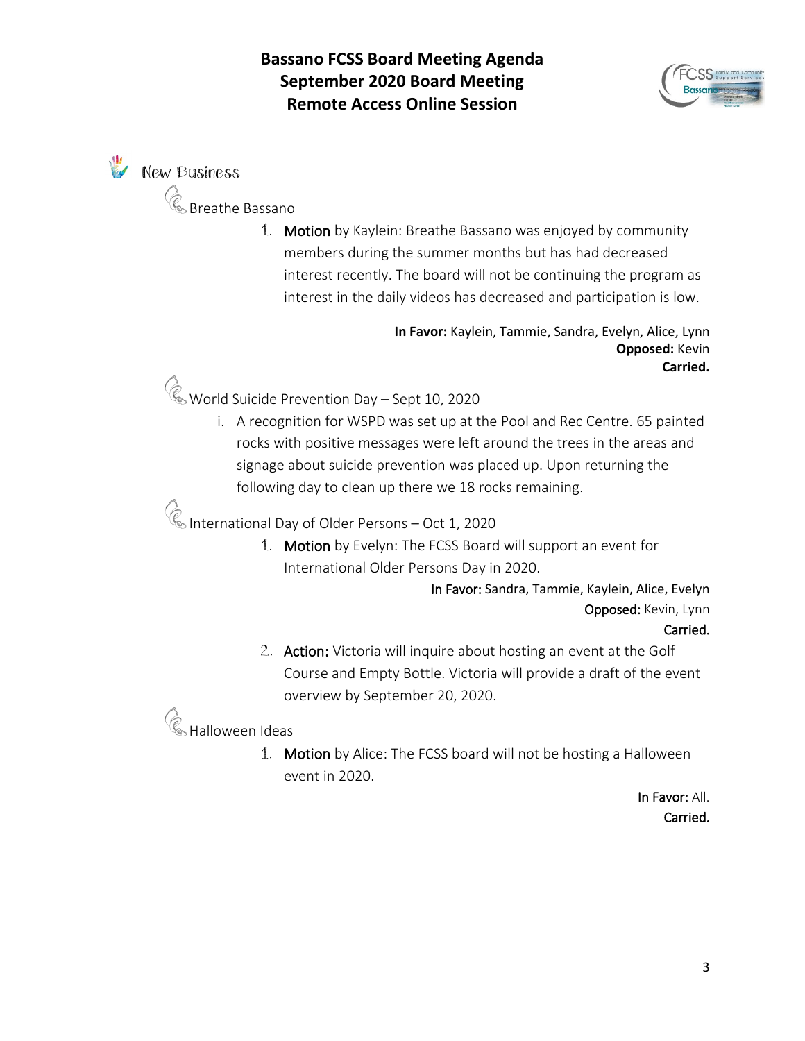# Bassano FCSS Board Meeting Agenda
# September 2020 Board Meeting
# Remote Access Online Session

## New Business

### Breathe Bassano

1. **Motion** by Kaylein: Breathe Bassano was enjoyed by community members during the summer months but has had decreased interest recently. The board will not be continuing the program as interest in the daily videos has decreased and participation is low.

   **In Favor:** Kaylein, Tammie, Sandra, Evelyn, Alice, Lynn
   **Opposed:** Kevin
   **Carried.**

### World Suicide Prevention Day – Sept 10, 2020

i. A recognition for WSPD was set up at the Pool and Rec Centre. 65 painted rocks with positive messages were left around the trees in the areas and signage about suicide prevention was placed up. Upon returning the following day to clean up there we 18 rocks remaining.

### International Day of Older Persons – Oct 1, 2020

1. **Motion** by Evelyn: The FCSS Board will support an event for International Older Persons Day in 2020.

   **In Favor:** Sandra, Tammie, Kaylein, Alice, Evelyn
   **Opposed:** Kevin, Lynn
   **Carried.**

2. **Action:** Victoria will inquire about hosting an event at the Golf Course and Empty Bottle. Victoria will provide a draft of the event overview by September 20, 2020.

### Halloween Ideas

1. **Motion** by Alice: The FCSS board will not be hosting a Halloween event in 2020.

   **In Favor:** All.
   **Carried.**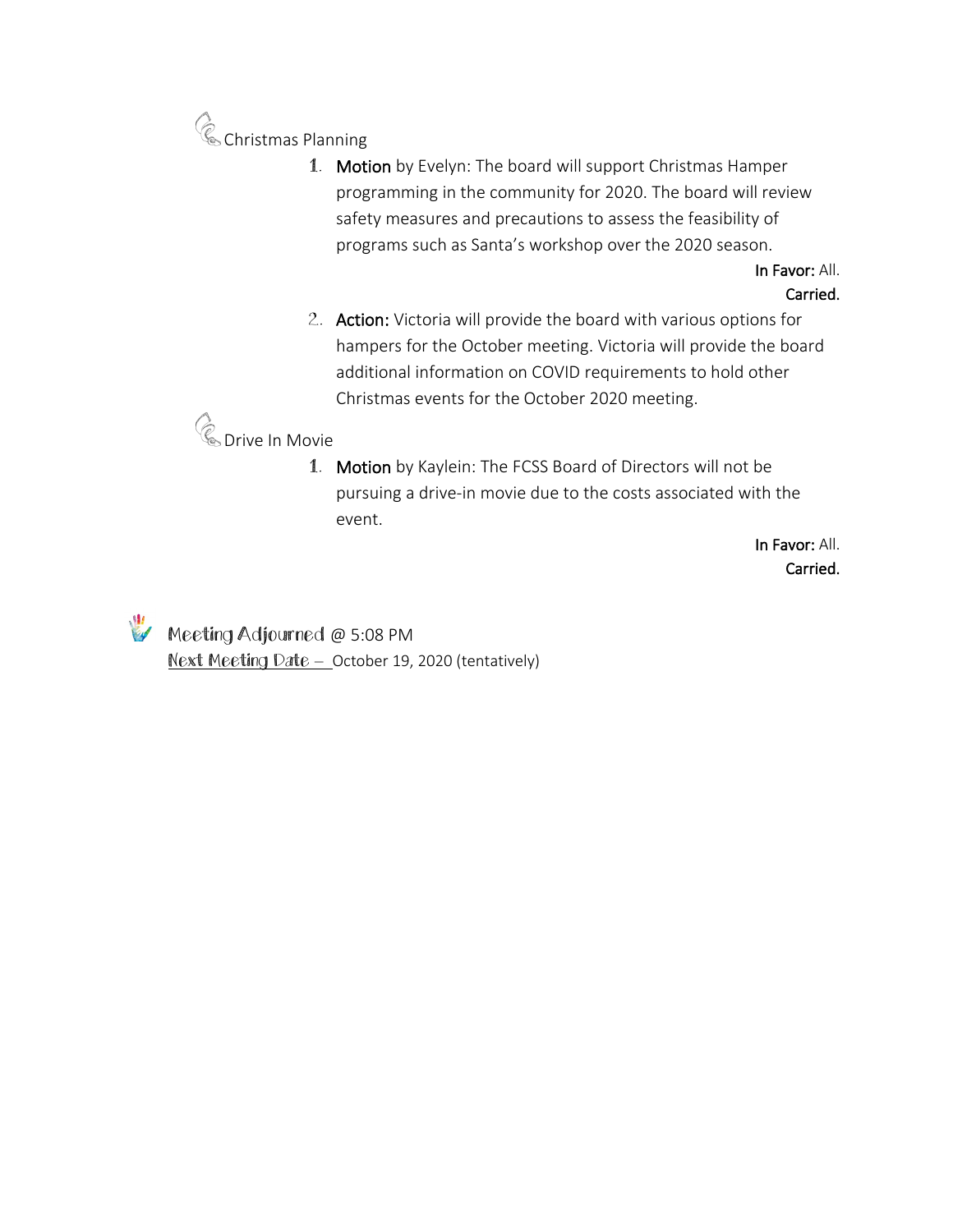### Christmas Planning

1. **Motion** by Evelyn: The board will support Christmas Hamper programming in the community for 2020. The board will review safety measures and precautions to assess the feasibility of programs such as Santa's workshop over the 2020 season.

   **In Favor:** All.
   **Carried.**

2. **Action:** Victoria will provide the board with various options for hampers for the October meeting. Victoria will provide the board additional information on COVID requirements to hold other Christmas events for the October 2020 meeting.

### Drive In Movie

1. **Motion** by Kaylein: The FCSS Board of Directors will not be pursuing a drive-in movie due to the costs associated with the event.

   **In Favor:** All.
   **Carried.**

Meeting Adjourned @ 5:08 PM

Next Meeting Date – October 19, 2020 (tentatively)